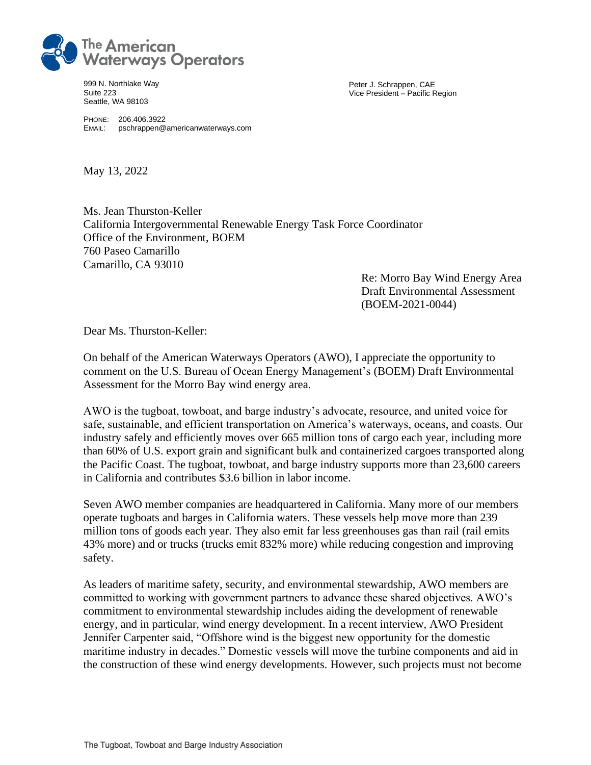# The American Waterways Operators

999 N. Northlake Way
Suite 223
Seattle, WA 98103

PHONE: 206.406.3922
EMAIL: pschrappen@americanwaterways.com

Peter J. Schrappen, CAE
Vice President – Pacific Region

May 13, 2022

Ms. Jean Thurston-Keller
California Intergovernmental Renewable Energy Task Force Coordinator
Office of the Environment, BOEM
760 Paseo Camarillo
Camarillo, CA 93010

Re: Morro Bay Wind Energy Area
Draft Environmental Assessment
(BOEM-2021-0044)

Dear Ms. Thurston-Keller:

On behalf of the American Waterways Operators (AWO), I appreciate the opportunity to comment on the U.S. Bureau of Ocean Energy Management's (BOEM) Draft Environmental Assessment for the Morro Bay wind energy area.

AWO is the tugboat, towboat, and barge industry's advocate, resource, and united voice for safe, sustainable, and efficient transportation on America's waterways, oceans, and coasts. Our industry safely and efficiently moves over 665 million tons of cargo each year, including more than 60% of U.S. export grain and significant bulk and containerized cargoes transported along the Pacific Coast. The tugboat, towboat, and barge industry supports more than 23,600 careers in California and contributes $3.6 billion in labor income.

Seven AWO member companies are headquartered in California. Many more of our members operate tugboats and barges in California waters. These vessels help move more than 239 million tons of goods each year. They also emit far less greenhouses gas than rail (rail emits 43% more) and or trucks (trucks emit 832% more) while reducing congestion and improving safety.

As leaders of maritime safety, security, and environmental stewardship, AWO members are committed to working with government partners to advance these shared objectives. AWO's commitment to environmental stewardship includes aiding the development of renewable energy, and in particular, wind energy development. In a recent interview, AWO President Jennifer Carpenter said, "Offshore wind is the biggest new opportunity for the domestic maritime industry in decades." Domestic vessels will move the turbine components and aid in the construction of these wind energy developments. However, such projects must not become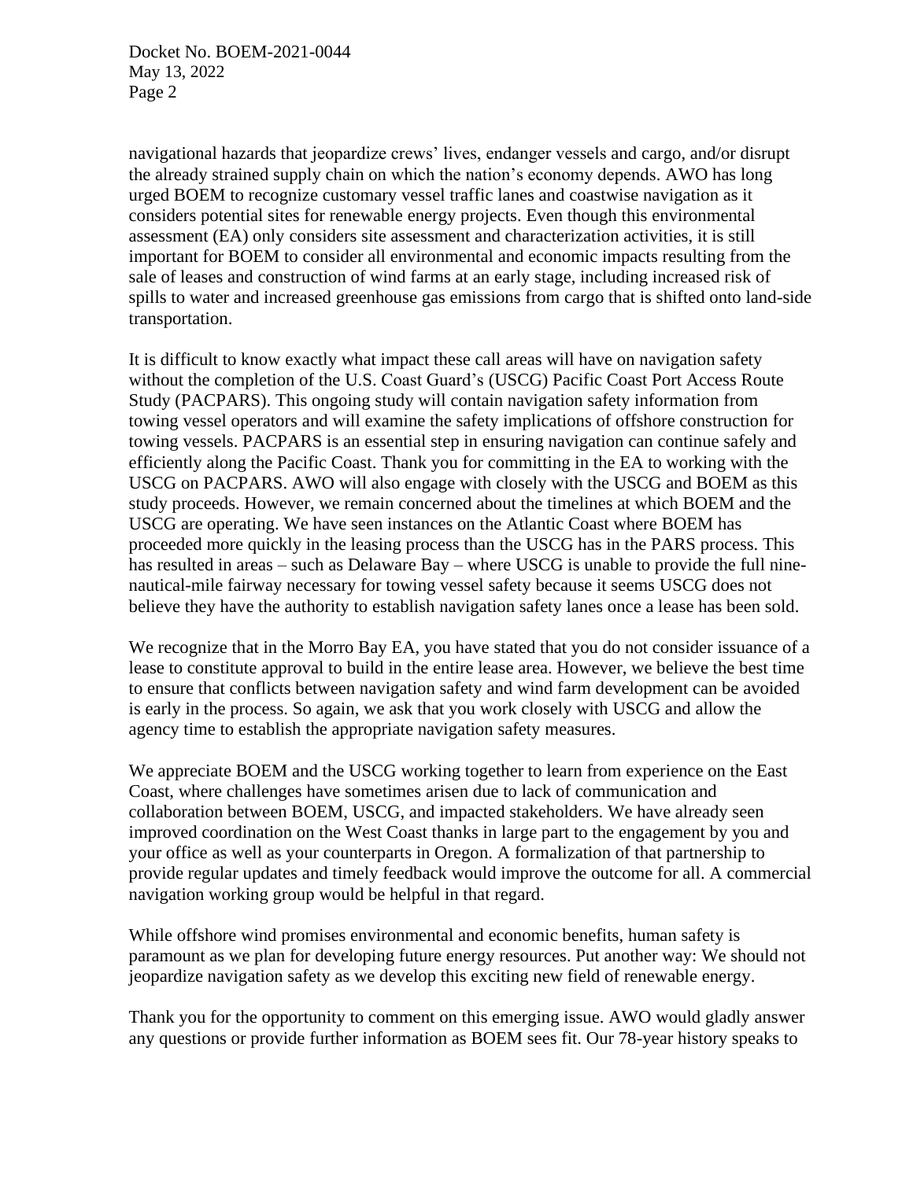navigational hazards that jeopardize crews' lives, endanger vessels and cargo, and/or disrupt the already strained supply chain on which the nation's economy depends. AWO has long urged BOEM to recognize customary vessel traffic lanes and coastwise navigation as it considers potential sites for renewable energy projects. Even though this environmental assessment (EA) only considers site assessment and characterization activities, it is still important for BOEM to consider all environmental and economic impacts resulting from the sale of leases and construction of wind farms at an early stage, including increased risk of spills to water and increased greenhouse gas emissions from cargo that is shifted onto land-side transportation.

It is difficult to know exactly what impact these call areas will have on navigation safety without the completion of the U.S. Coast Guard's (USCG) Pacific Coast Port Access Route Study (PACPARS). This ongoing study will contain navigation safety information from towing vessel operators and will examine the safety implications of offshore construction for towing vessels. PACPARS is an essential step in ensuring navigation can continue safely and efficiently along the Pacific Coast. Thank you for committing in the EA to working with the USCG on PACPARS. AWO will also engage with closely with the USCG and BOEM as this study proceeds. However, we remain concerned about the timelines at which BOEM and the USCG are operating. We have seen instances on the Atlantic Coast where BOEM has proceeded more quickly in the leasing process than the USCG has in the PARS process. This has resulted in areas – such as Delaware Bay – where USCG is unable to provide the full nine-nautical-mile fairway necessary for towing vessel safety because it seems USCG does not believe they have the authority to establish navigation safety lanes once a lease has been sold.

We recognize that in the Morro Bay EA, you have stated that you do not consider issuance of a lease to constitute approval to build in the entire lease area. However, we believe the best time to ensure that conflicts between navigation safety and wind farm development can be avoided is early in the process. So again, we ask that you work closely with USCG and allow the agency time to establish the appropriate navigation safety measures.

We appreciate BOEM and the USCG working together to learn from experience on the East Coast, where challenges have sometimes arisen due to lack of communication and collaboration between BOEM, USCG, and impacted stakeholders. We have already seen improved coordination on the West Coast thanks in large part to the engagement by you and your office as well as your counterparts in Oregon. A formalization of that partnership to provide regular updates and timely feedback would improve the outcome for all. A commercial navigation working group would be helpful in that regard.

While offshore wind promises environmental and economic benefits, human safety is paramount as we plan for developing future energy resources. Put another way: We should not jeopardize navigation safety as we develop this exciting new field of renewable energy.

Thank you for the opportunity to comment on this emerging issue. AWO would gladly answer any questions or provide further information as BOEM sees fit. Our 78-year history speaks to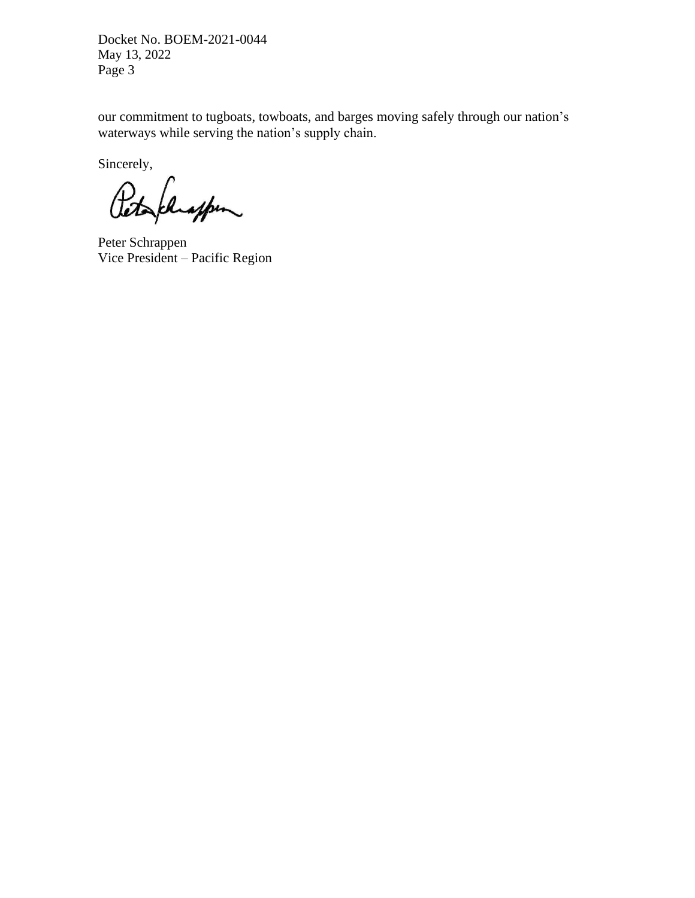our commitment to tugboats, towboats, and barges moving safely through our nation's waterways while serving the nation's supply chain.

Sincerely,

Peter Schrappen
Vice President – Pacific Region